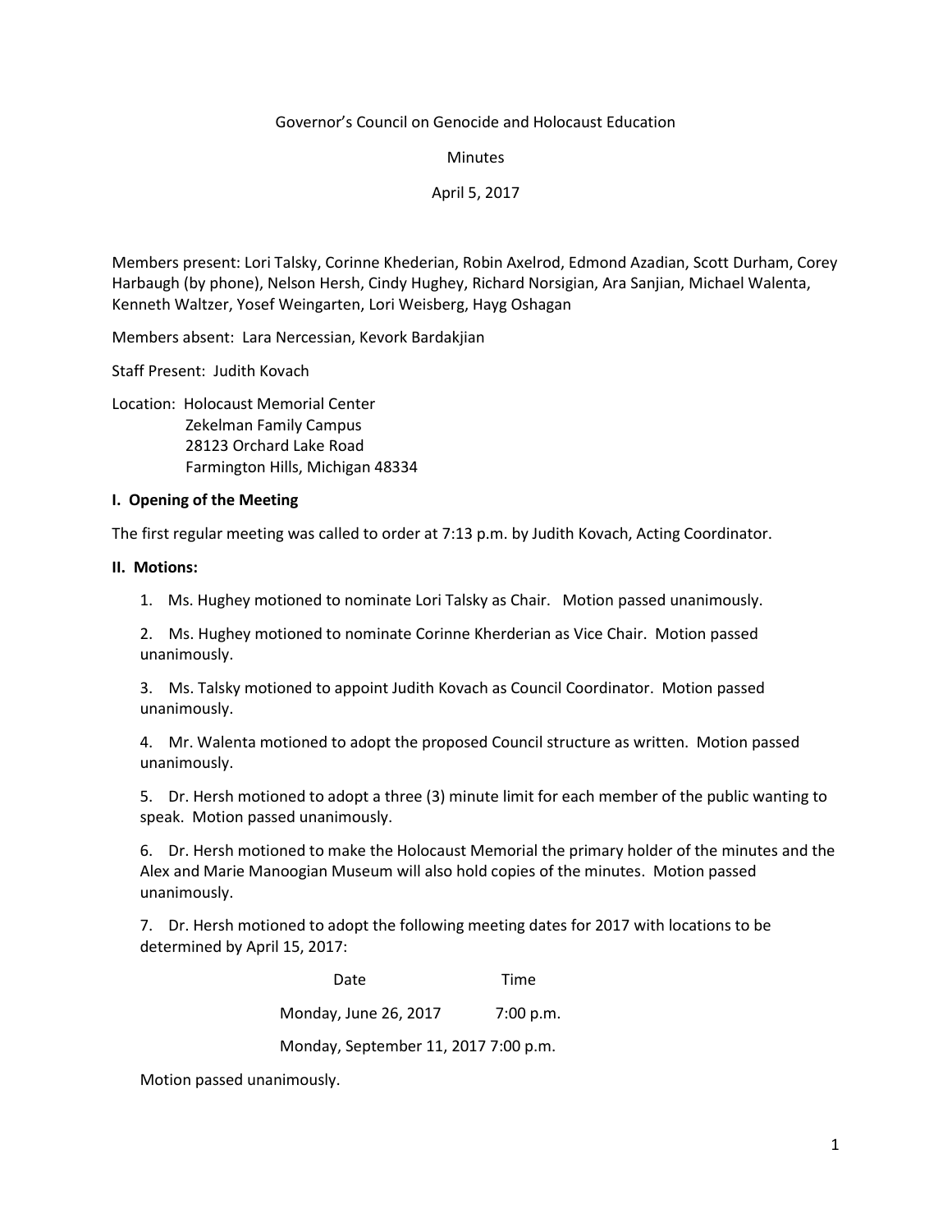Governor's Council on Genocide and Holocaust Education

Minutes

April 5, 2017

Members present: Lori Talsky, Corinne Khederian, Robin Axelrod, Edmond Azadian, Scott Durham, Corey Harbaugh (by phone), Nelson Hersh, Cindy Hughey, Richard Norsigian, Ara Sanjian, Michael Walenta, Kenneth Waltzer, Yosef Weingarten, Lori Weisberg, Hayg Oshagan

Members absent: Lara Nercessian, Kevork Bardakjian

Staff Present: Judith Kovach

Location: Holocaust Memorial Center
Zekelman Family Campus
28123 Orchard Lake Road
Farmington Hills, Michigan 48334

**I. Opening of the Meeting**

The first regular meeting was called to order at 7:13 p.m. by Judith Kovach, Acting Coordinator.

**II. Motions:**

1. Ms. Hughey motioned to nominate Lori Talsky as Chair. Motion passed unanimously.

2. Ms. Hughey motioned to nominate Corinne Kherderian as Vice Chair. Motion passed unanimously.

3. Ms. Talsky motioned to appoint Judith Kovach as Council Coordinator. Motion passed unanimously.

4. Mr. Walenta motioned to adopt the proposed Council structure as written. Motion passed unanimously.

5. Dr. Hersh motioned to adopt a three (3) minute limit for each member of the public wanting to speak. Motion passed unanimously.

6. Dr. Hersh motioned to make the Holocaust Memorial the primary holder of the minutes and the Alex and Marie Manoogian Museum will also hold copies of the minutes. Motion passed unanimously.

7. Dr. Hersh motioned to adopt the following meeting dates for 2017 with locations to be determined by April 15, 2017:

| Date | Time |
|---|---|
| Monday, June 26, 2017 | 7:00 p.m. |
| Monday, September 11, 2017 | 7:00 p.m. |

Motion passed unanimously.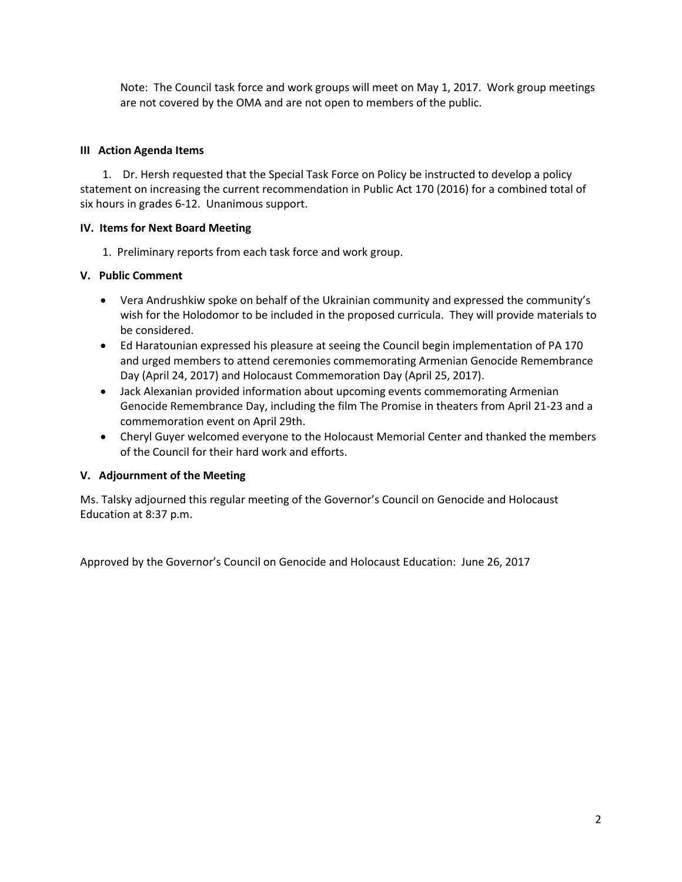Note: The Council task force and work groups will meet on May 1, 2017. Work group meetings are not covered by the OMA and are not open to members of the public.

**III Action Agenda Items**

1. Dr. Hersh requested that the Special Task Force on Policy be instructed to develop a policy statement on increasing the current recommendation in Public Act 170 (2016) for a combined total of six hours in grades 6-12. Unanimous support.

**IV. Items for Next Board Meeting**

1. Preliminary reports from each task force and work group.

**V. Public Comment**

- Vera Andrushkiw spoke on behalf of the Ukrainian community and expressed the community's wish for the Holodomor to be included in the proposed curricula. They will provide materials to be considered.
- Ed Haratounian expressed his pleasure at seeing the Council begin implementation of PA 170 and urged members to attend ceremonies commemorating Armenian Genocide Remembrance Day (April 24, 2017) and Holocaust Commemoration Day (April 25, 2017).
- Jack Alexanian provided information about upcoming events commemorating Armenian Genocide Remembrance Day, including the film The Promise in theaters from April 21-23 and a commemoration event on April 29th.
- Cheryl Guyer welcomed everyone to the Holocaust Memorial Center and thanked the members of the Council for their hard work and efforts.

**V. Adjournment of the Meeting**

Ms. Talsky adjourned this regular meeting of the Governor's Council on Genocide and Holocaust Education at 8:37 p.m.

Approved by the Governor's Council on Genocide and Holocaust Education: June 26, 2017